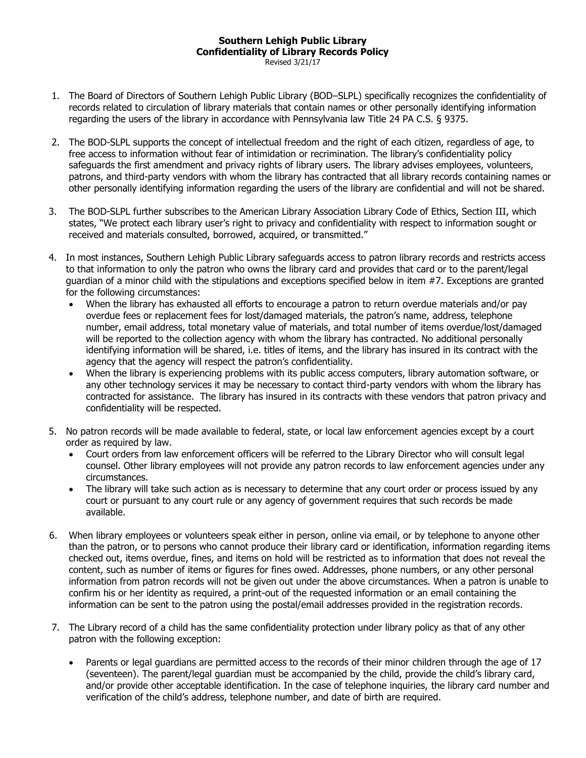# Southern Lehigh Public Library
## Confidentiality of Library Records Policy

Revised 3/21/17

1. The Board of Directors of Southern Lehigh Public Library (BOD–SLPL) specifically recognizes the confidentiality of records related to circulation of library materials that contain names or other personally identifying information regarding the users of the library in accordance with Pennsylvania law Title 24 PA C.S. § 9375.

2. The BOD-SLPL supports the concept of intellectual freedom and the right of each citizen, regardless of age, to free access to information without fear of intimidation or recrimination. The library's confidentiality policy safeguards the first amendment and privacy rights of library users. The library advises employees, volunteers, patrons, and third-party vendors with whom the library has contracted that all library records containing names or other personally identifying information regarding the users of the library are confidential and will not be shared.

3. The BOD-SLPL further subscribes to the American Library Association Library Code of Ethics, Section III, which states, "We protect each library user's right to privacy and confidentiality with respect to information sought or received and materials consulted, borrowed, acquired, or transmitted."

4. In most instances, Southern Lehigh Public Library safeguards access to patron library records and restricts access to that information to only the patron who owns the library card and provides that card or to the parent/legal guardian of a minor child with the stipulations and exceptions specified below in item #7. Exceptions are granted for the following circumstances:
   - When the library has exhausted all efforts to encourage a patron to return overdue materials and/or pay overdue fees or replacement fees for lost/damaged materials, the patron's name, address, telephone number, email address, total monetary value of materials, and total number of items overdue/lost/damaged will be reported to the collection agency with whom the library has contracted. No additional personally identifying information will be shared, i.e. titles of items, and the library has insured in its contract with the agency that the agency will respect the patron's confidentiality.
   - When the library is experiencing problems with its public access computers, library automation software, or any other technology services it may be necessary to contact third-party vendors with whom the library has contracted for assistance. The library has insured in its contracts with these vendors that patron privacy and confidentiality will be respected.

5. No patron records will be made available to federal, state, or local law enforcement agencies except by a court order as required by law.
   - Court orders from law enforcement officers will be referred to the Library Director who will consult legal counsel. Other library employees will not provide any patron records to law enforcement agencies under any circumstances.
   - The library will take such action as is necessary to determine that any court order or process issued by any court or pursuant to any court rule or any agency of government requires that such records be made available.

6. When library employees or volunteers speak either in person, online via email, or by telephone to anyone other than the patron, or to persons who cannot produce their library card or identification, information regarding items checked out, items overdue, fines, and items on hold will be restricted as to information that does not reveal the content, such as number of items or figures for fines owed. Addresses, phone numbers, or any other personal information from patron records will not be given out under the above circumstances. When a patron is unable to confirm his or her identity as required, a print-out of the requested information or an email containing the information can be sent to the patron using the postal/email addresses provided in the registration records.

7. The Library record of a child has the same confidentiality protection under library policy as that of any other patron with the following exception:

   - Parents or legal guardians are permitted access to the records of their minor children through the age of 17 (seventeen). The parent/legal guardian must be accompanied by the child, provide the child's library card, and/or provide other acceptable identification. In the case of telephone inquiries, the library card number and verification of the child's address, telephone number, and date of birth are required.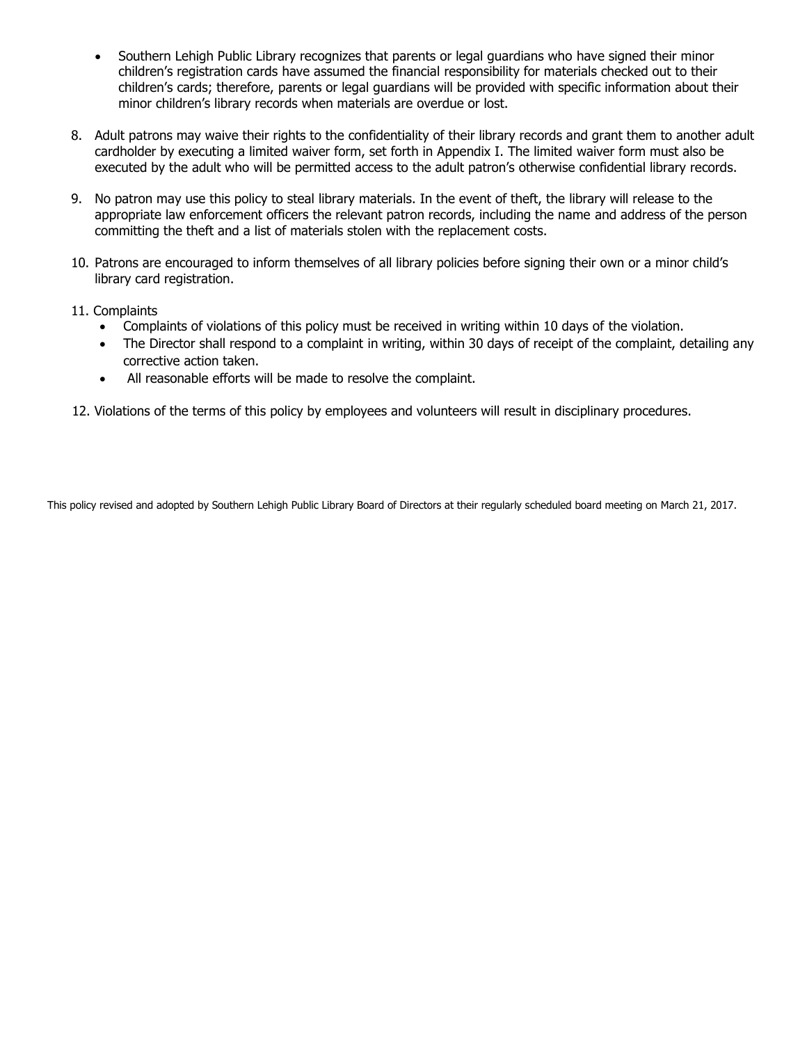- Southern Lehigh Public Library recognizes that parents or legal guardians who have signed their minor children's registration cards have assumed the financial responsibility for materials checked out to their children's cards; therefore, parents or legal guardians will be provided with specific information about their minor children's library records when materials are overdue or lost.

8. Adult patrons may waive their rights to the confidentiality of their library records and grant them to another adult cardholder by executing a limited waiver form, set forth in Appendix I. The limited waiver form must also be executed by the adult who will be permitted access to the adult patron's otherwise confidential library records.

9. No patron may use this policy to steal library materials. In the event of theft, the library will release to the appropriate law enforcement officers the relevant patron records, including the name and address of the person committing the theft and a list of materials stolen with the replacement costs.

10. Patrons are encouraged to inform themselves of all library policies before signing their own or a minor child's library card registration.

11. Complaints
    - Complaints of violations of this policy must be received in writing within 10 days of the violation.
    - The Director shall respond to a complaint in writing, within 30 days of receipt of the complaint, detailing any corrective action taken.
    - All reasonable efforts will be made to resolve the complaint.

12. Violations of the terms of this policy by employees and volunteers will result in disciplinary procedures.

This policy revised and adopted by Southern Lehigh Public Library Board of Directors at their regularly scheduled board meeting on March 21, 2017.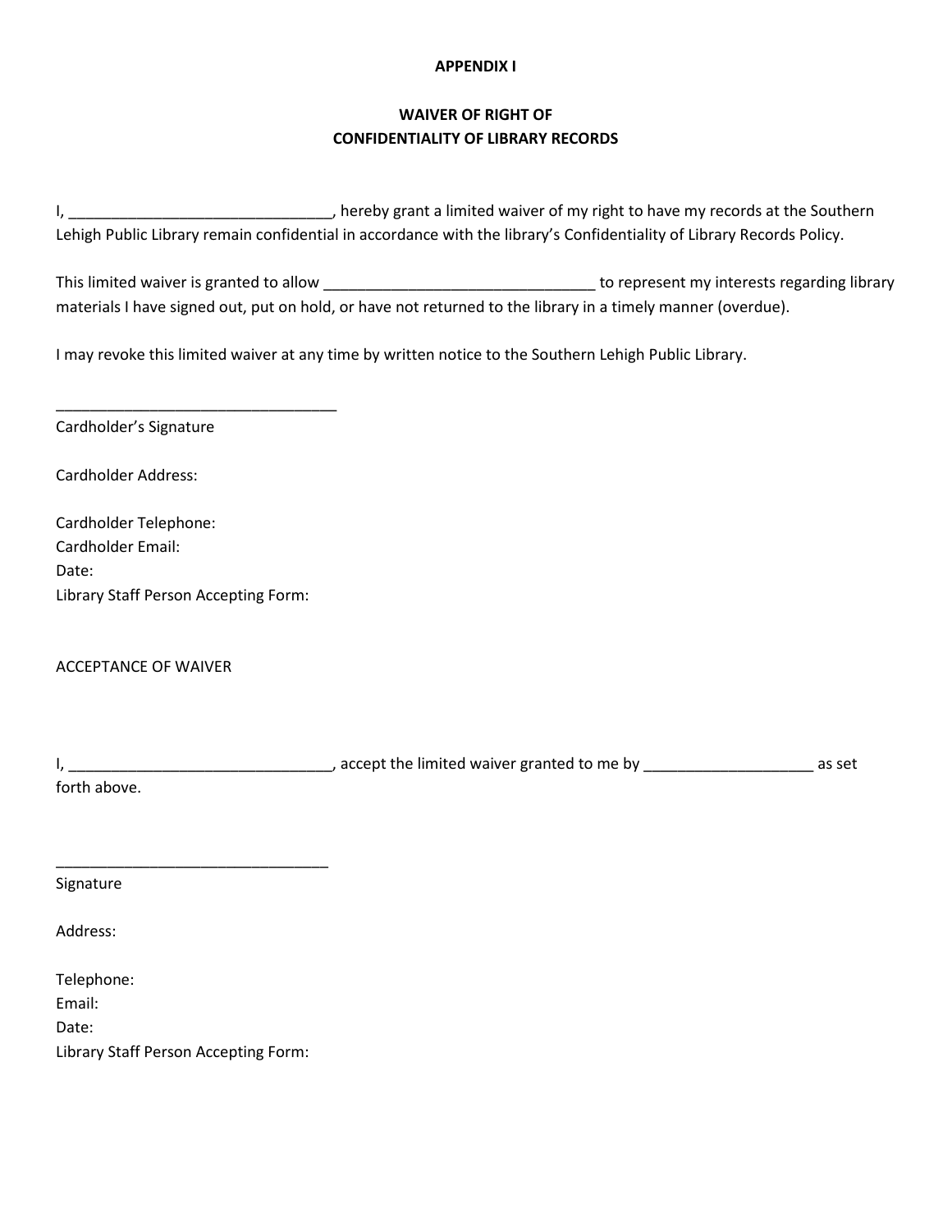**APPENDIX I**

**WAIVER OF RIGHT OF CONFIDENTIALITY OF LIBRARY RECORDS**

I, _______________________________, hereby grant a limited waiver of my right to have my records at the Southern Lehigh Public Library remain confidential in accordance with the library's Confidentiality of Library Records Policy.

This limited waiver is granted to allow ________________________________ to represent my interests regarding library materials I have signed out, put on hold, or have not returned to the library in a timely manner (overdue).

I may revoke this limited waiver at any time by written notice to the Southern Lehigh Public Library.

_________________________________
Cardholder's Signature

Cardholder Address:

Cardholder Telephone:
Cardholder Email:
Date:
Library Staff Person Accepting Form:

ACCEPTANCE OF WAIVER

I, _______________________________, accept the limited waiver granted to me by ____________________ as set forth above.

________________________________
Signature

Address:

Telephone:
Email:
Date:
Library Staff Person Accepting Form: